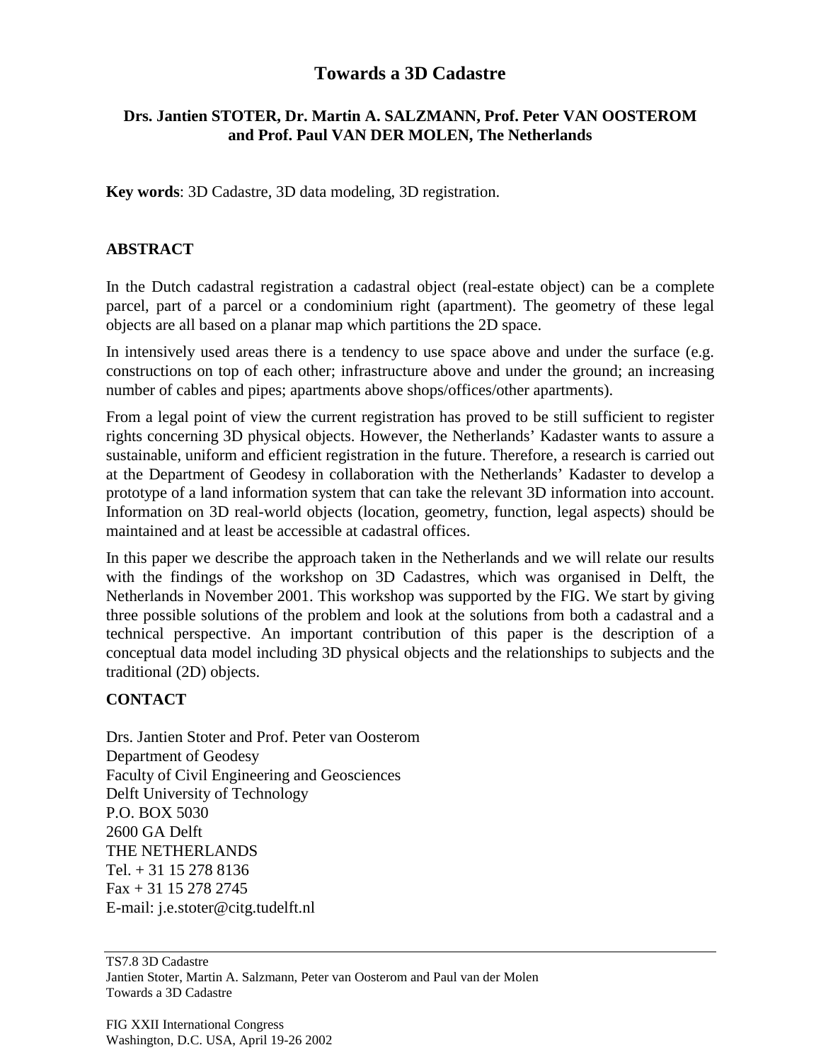# Towards a 3D Cadastre

### Drs. Jantien STOTER, Dr. Martin A. SALZMANN, Prof. Peter VAN OOSTEROM and Prof. Paul VAN DER MOLEN, The Netherlands

**Key words**: 3D Cadastre, 3D data modeling, 3D registration.

## ABSTRACT

In the Dutch cadastral registration a cadastral object (real-estate object) can be a complete parcel, part of a parcel or a condominium right (apartment). The geometry of these legal objects are all based on a planar map which partitions the 2D space.

In intensively used areas there is a tendency to use space above and under the surface (e.g. constructions on top of each other; infrastructure above and under the ground; an increasing number of cables and pipes; apartments above shops/offices/other apartments).

From a legal point of view the current registration has proved to be still sufficient to register rights concerning 3D physical objects. However, the Netherlands' Kadaster wants to assure a sustainable, uniform and efficient registration in the future. Therefore, a research is carried out at the Department of Geodesy in collaboration with the Netherlands' Kadaster to develop a prototype of a land information system that can take the relevant 3D information into account. Information on 3D real-world objects (location, geometry, function, legal aspects) should be maintained and at least be accessible at cadastral offices.

In this paper we describe the approach taken in the Netherlands and we will relate our results with the findings of the workshop on 3D Cadastres, which was organised in Delft, the Netherlands in November 2001. This workshop was supported by the FIG. We start by giving three possible solutions of the problem and look at the solutions from both a cadastral and a technical perspective. An important contribution of this paper is the description of a conceptual data model including 3D physical objects and the relationships to subjects and the traditional (2D) objects.

## CONTACT

Drs. Jantien Stoter and Prof. Peter van Oosterom
Department of Geodesy
Faculty of Civil Engineering and Geosciences
Delft University of Technology
P.O. BOX 5030
2600 GA Delft
THE NETHERLANDS
Tel. + 31 15 278 8136
Fax + 31 15 278 2745
E-mail: j.e.stoter@citg.tudelft.nl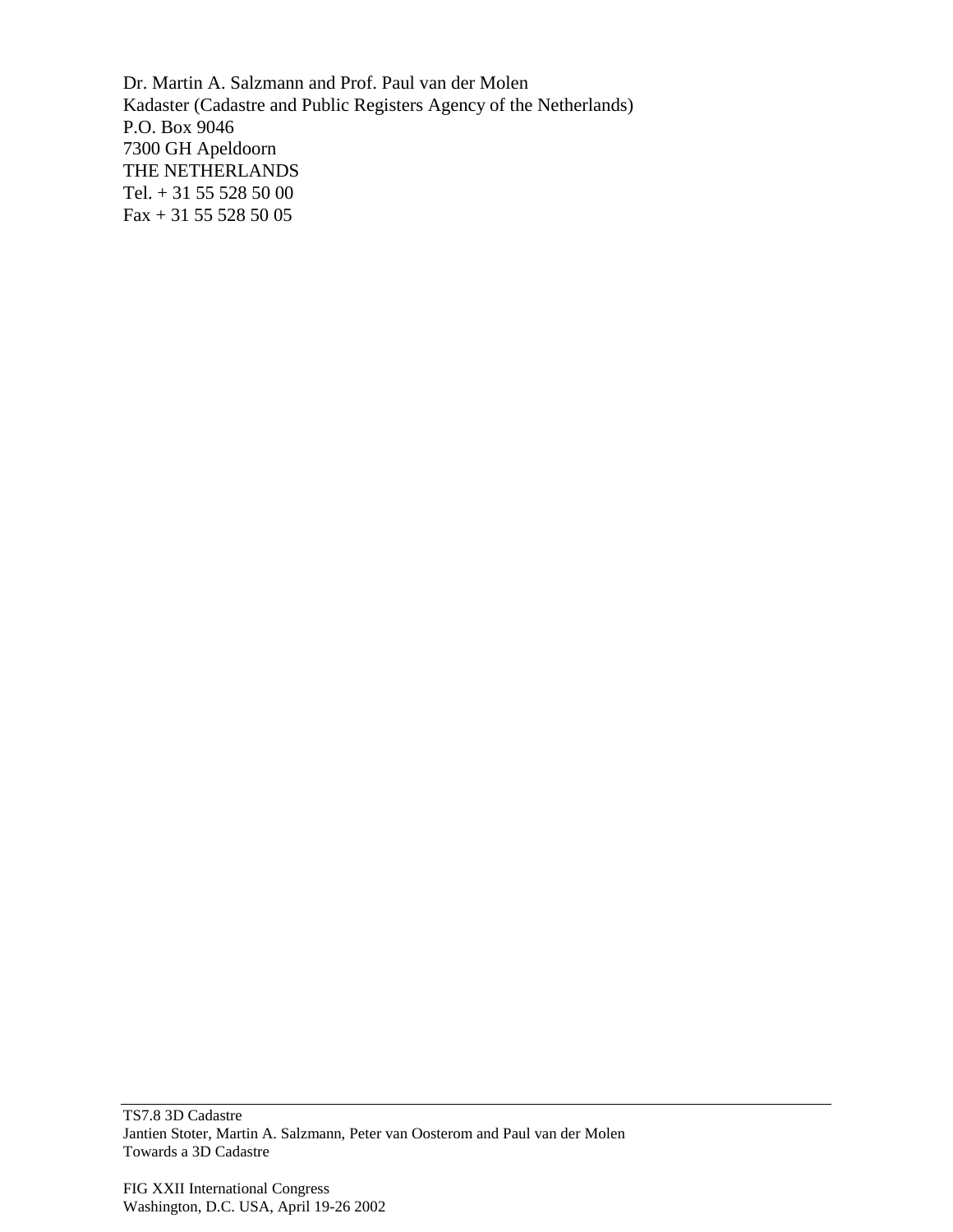Dr. Martin A. Salzmann and Prof. Paul van der Molen  
Kadaster (Cadastre and Public Registers Agency of the Netherlands)  
P.O. Box 9046  
7300 GH Apeldoorn  
THE NETHERLANDS  
Tel. + 31 55 528 50 00  
Fax + 31 55 528 50 05